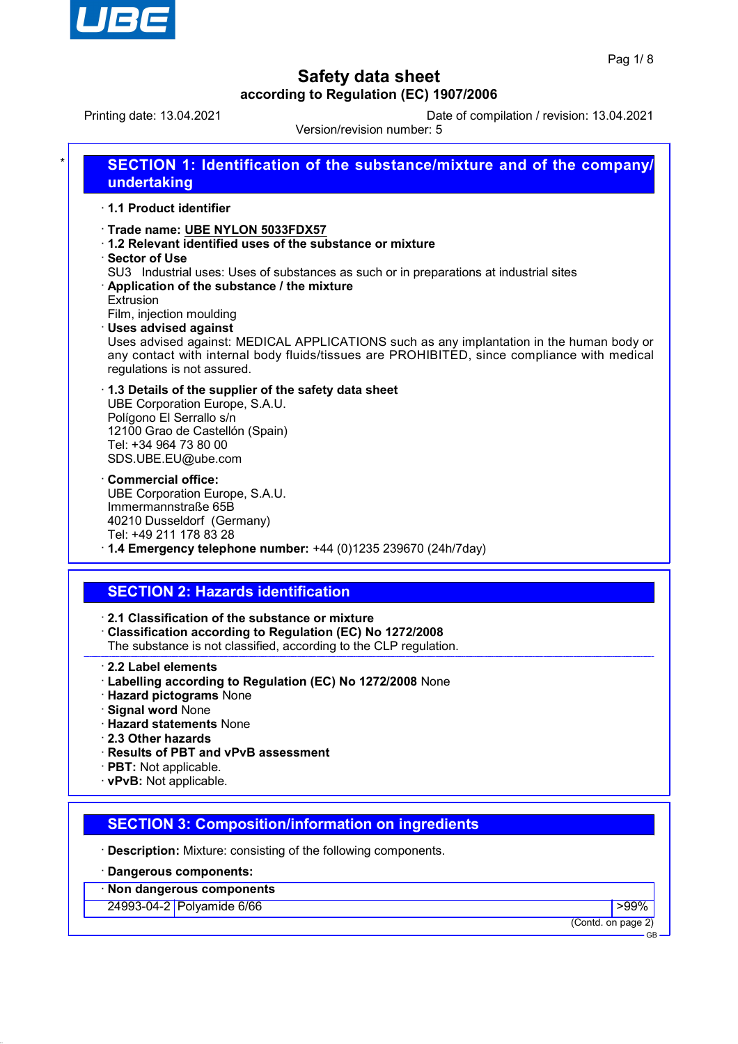# Safety data sheet

**according to Regulation (EC) 1907/2006**

Printing date: 13.04.2021 — Date of compilation / revision: 13.04.2021

Version/revision number: 5

## SECTION 1: Identification of the substance/mixture and of the company/undertaking

· **1.1 Product identifier**

· **Trade name: UBE NYLON 5033FDX57**

· **1.2 Relevant identified uses of the substance or mixture**

· **Sector of Use**

SU3 Industrial uses: Uses of substances as such or in preparations at industrial sites

· **Application of the substance / the mixture**

Extrusion

Film, injection moulding

· **Uses advised against**

Uses advised against: MEDICAL APPLICATIONS such as any implantation in the human body or any contact with internal body fluids/tissues are PROHIBITED, since compliance with medical regulations is not assured.

· **1.3 Details of the supplier of the safety data sheet**

UBE Corporation Europe, S.A.U.
Polígono El Serrallo s/n
12100 Grao de Castellón (Spain)
Tel: +34 964 73 80 00
SDS.UBE.EU@ube.com

· **Commercial office:**

UBE Corporation Europe, S.A.U.
Immermannstraße 65B
40210 Dusseldorf (Germany)
Tel: +49 211 178 83 28

· **1.4 Emergency telephone number:** +44 (0)1235 239670 (24h/7day)

## SECTION 2: Hazards identification

· **2.1 Classification of the substance or mixture**

· **Classification according to Regulation (EC) No 1272/2008**

The substance is not classified, according to the CLP regulation.

· **2.2 Label elements**

· **Labelling according to Regulation (EC) No 1272/2008** None

· **Hazard pictograms** None

· **Signal word** None

· **Hazard statements** None

· **2.3 Other hazards**

· **Results of PBT and vPvB assessment**

· **PBT:** Not applicable.

· **vPvB:** Not applicable.

## SECTION 3: Composition/information on ingredients

· **Description:** Mixture: consisting of the following components.

· **Dangerous components:**

| · **Non dangerous components** | | |
|---|---|---|
| 24993-04-2 | Polyamide 6/66 | >99% |

(Contd. on page 2)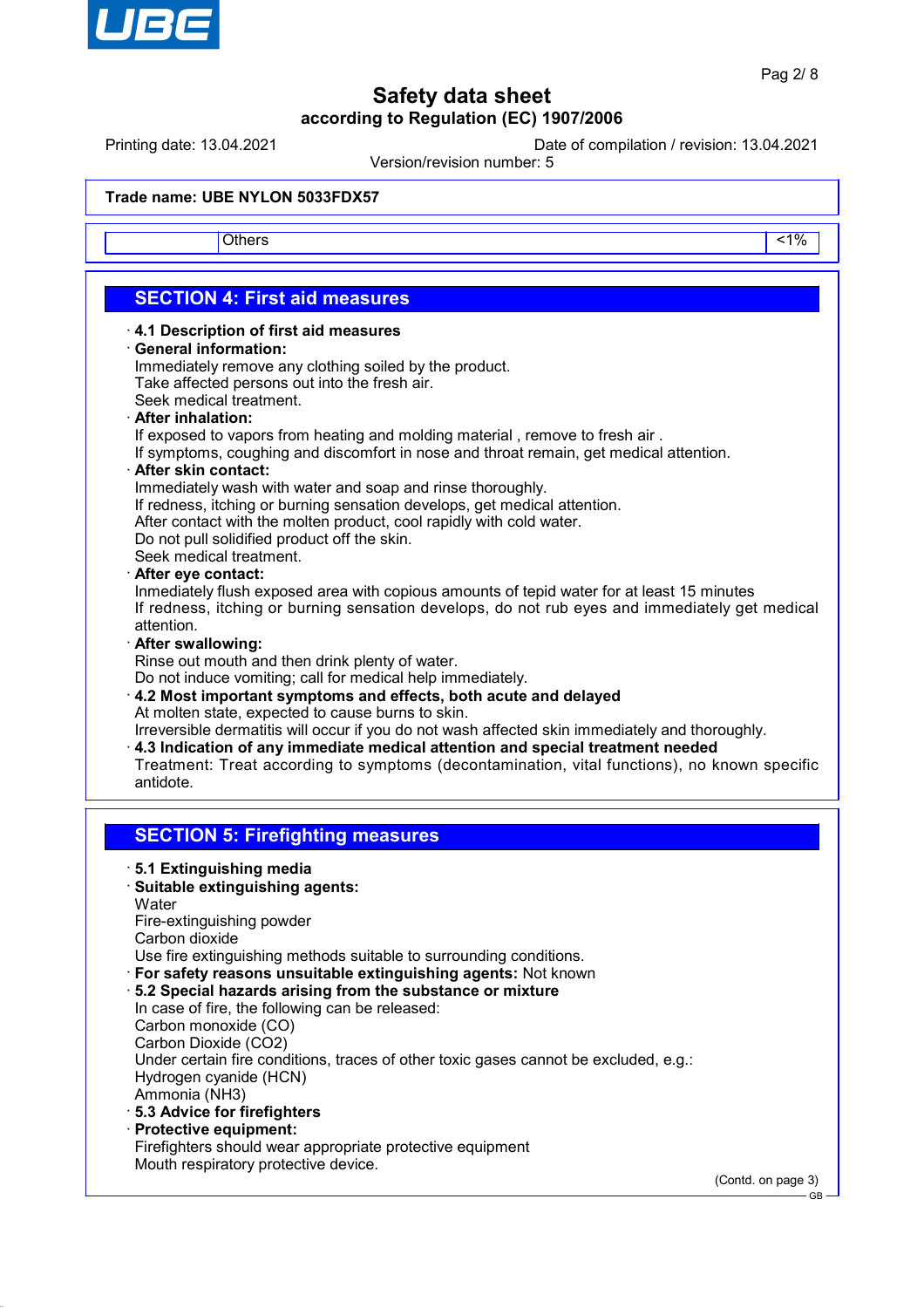| | Others | <1% |
|---|---|---|

## SECTION 4: First aid measures

· **4.1 Description of first aid measures**

· **General information:**
Immediately remove any clothing soiled by the product.
Take affected persons out into the fresh air.
Seek medical treatment.

· **After inhalation:**
If exposed to vapors from heating and molding material , remove to fresh air .
If symptoms, coughing and discomfort in nose and throat remain, get medical attention.

· **After skin contact:**
Immediately wash with water and soap and rinse thoroughly.
If redness, itching or burning sensation develops, get medical attention.
After contact with the molten product, cool rapidly with cold water.
Do not pull solidified product off the skin.
Seek medical treatment.

· **After eye contact:**
Inmediately flush exposed area with copious amounts of tepid water for at least 15 minutes
If redness, itching or burning sensation develops, do not rub eyes and immediately get medical attention.

· **After swallowing:**
Rinse out mouth and then drink plenty of water.
Do not induce vomiting; call for medical help immediately.

· **4.2 Most important symptoms and effects, both acute and delayed**
At molten state, expected to cause burns to skin.
Irreversible dermatitis will occur if you do not wash affected skin immediately and thoroughly.

· **4.3 Indication of any immediate medical attention and special treatment needed**
Treatment: Treat according to symptoms (decontamination, vital functions), no known specific antidote.

## SECTION 5: Firefighting measures

· **5.1 Extinguishing media**

· **Suitable extinguishing agents:**
Water
Fire-extinguishing powder
Carbon dioxide
Use fire extinguishing methods suitable to surrounding conditions.

· **For safety reasons unsuitable extinguishing agents:** Not known

· **5.2 Special hazards arising from the substance or mixture**
In case of fire, the following can be released:
Carbon monoxide (CO)
Carbon Dioxide ($CO_2$)
Under certain fire conditions, traces of other toxic gases cannot be excluded, e.g.:
Hydrogen cyanide (HCN)
Ammonia ($NH_3$)

· **5.3 Advice for firefighters**

· **Protective equipment:**
Firefighters should wear appropriate protective equipment
Mouth respiratory protective device.

(Contd. on page 3)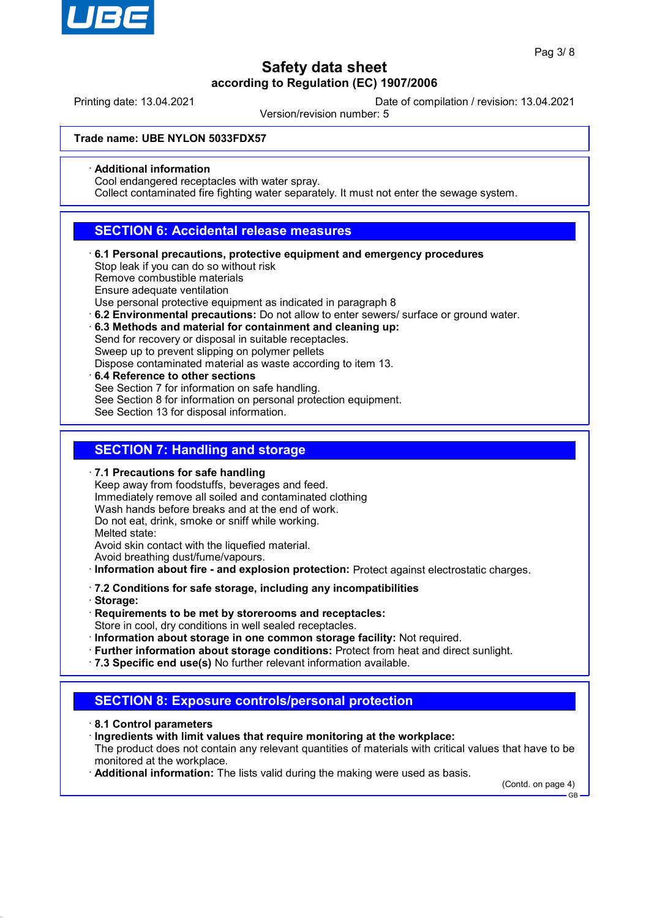Trade name: UBE NYLON 5033FDX57

· **Additional information**
Cool endangered receptacles with water spray.
Collect contaminated fire fighting water separately. It must not enter the sewage system.

## SECTION 6: Accidental release measures

· **6.1 Personal precautions, protective equipment and emergency procedures**
Stop leak if you can do so without risk
Remove combustible materials
Ensure adequate ventilation
Use personal protective equipment as indicated in paragraph 8
· **6.2 Environmental precautions:** Do not allow to enter sewers/ surface or ground water.
· **6.3 Methods and material for containment and cleaning up:**
Send for recovery or disposal in suitable receptacles.
Sweep up to prevent slipping on polymer pellets
Dispose contaminated material as waste according to item 13.
· **6.4 Reference to other sections**
See Section 7 for information on safe handling.
See Section 8 for information on personal protection equipment.
See Section 13 for disposal information.

## SECTION 7: Handling and storage

· **7.1 Precautions for safe handling**
Keep away from foodstuffs, beverages and feed.
Immediately remove all soiled and contaminated clothing
Wash hands before breaks and at the end of work.
Do not eat, drink, smoke or sniff while working.
Melted state:
Avoid skin contact with the liquefied material.
Avoid breathing dust/fume/vapours.
· **Information about fire - and explosion protection:** Protect against electrostatic charges.

· **7.2 Conditions for safe storage, including any incompatibilities**
· **Storage:**
· **Requirements to be met by storerooms and receptacles:**
Store in cool, dry conditions in well sealed receptacles.
· **Information about storage in one common storage facility:** Not required.
· **Further information about storage conditions:** Protect from heat and direct sunlight.
· **7.3 Specific end use(s)** No further relevant information available.

## SECTION 8: Exposure controls/personal protection

· **8.1 Control parameters**
· **Ingredients with limit values that require monitoring at the workplace:**
The product does not contain any relevant quantities of materials with critical values that have to be monitored at the workplace.
· **Additional information:** The lists valid during the making were used as basis.

(Contd. on page 4)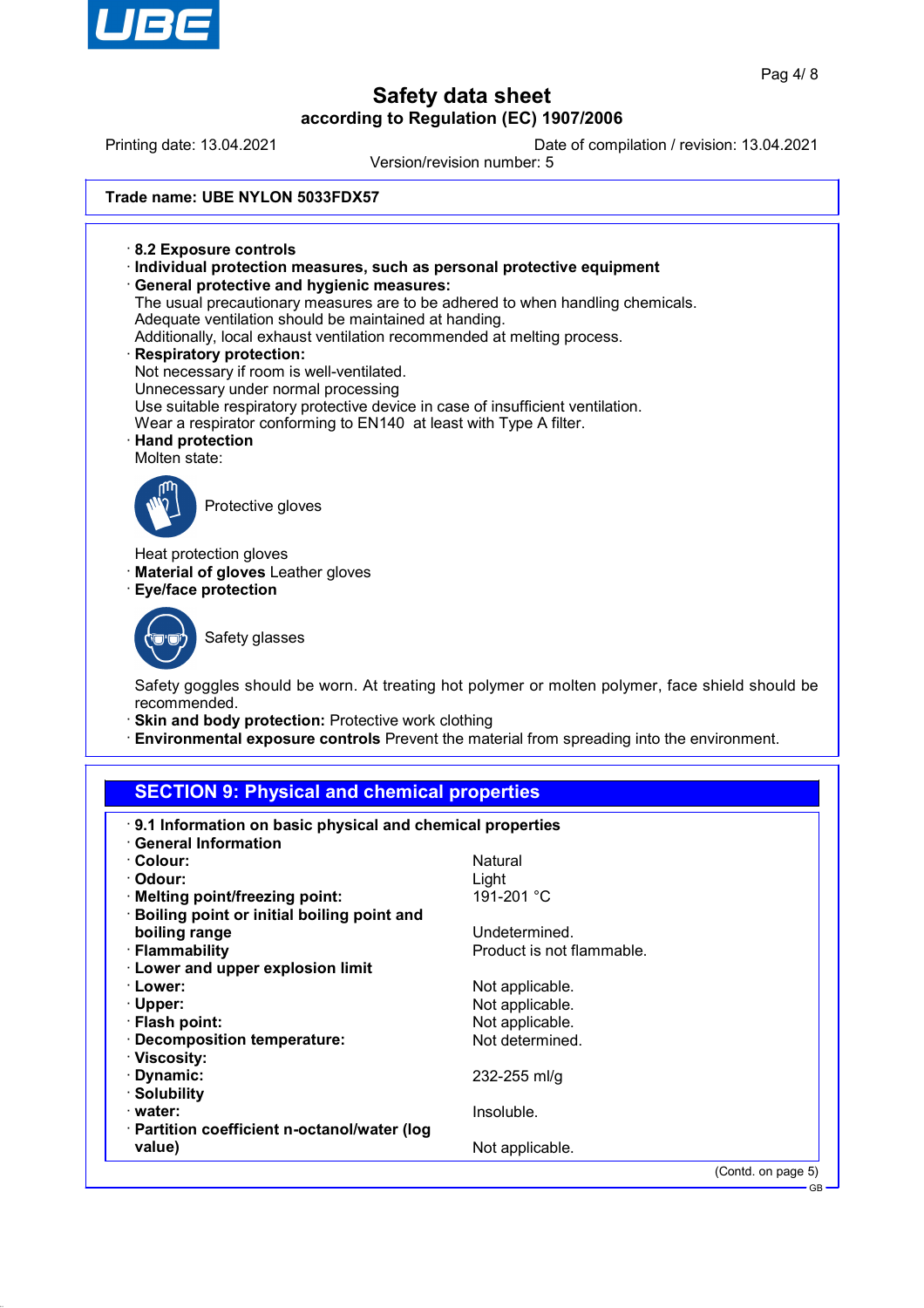Trade name: UBE NYLON 5033FDX57

· **8.2 Exposure controls**
· **Individual protection measures, such as personal protective equipment**
· **General protective and hygienic measures:**
The usual precautionary measures are to be adhered to when handling chemicals.
Adequate ventilation should be maintained at handing.
Additionally, local exhaust ventilation recommended at melting process.
· **Respiratory protection:**
Not necessary if room is well-ventilated.
Unnecessary under normal processing
Use suitable respiratory protective device in case of insufficient ventilation.
Wear a respirator conforming to EN140 at least with Type A filter.
· **Hand protection**
Molten state:

Protective gloves

Heat protection gloves
· **Material of gloves** Leather gloves
· **Eye/face protection**

Safety glasses

Safety goggles should be worn. At treating hot polymer or molten polymer, face shield should be recommended.
· **Skin and body protection:** Protective work clothing
· **Environmental exposure controls** Prevent the material from spreading into the environment.

## SECTION 9: Physical and chemical properties

· **9.1 Information on basic physical and chemical properties**
· **General Information**

| | |
|---|---|
| · **Colour:** | Natural |
| · **Odour:** | Light |
| · **Melting point/freezing point:** | 191-201 °C |
| · **Boiling point or initial boiling point and boiling range** | Undetermined. |
| · **Flammability** | Product is not flammable. |
| · **Lower and upper explosion limit** | |
| · **Lower:** | Not applicable. |
| · **Upper:** | Not applicable. |
| · **Flash point:** | Not applicable. |
| · **Decomposition temperature:** | Not determined. |
| · **Viscosity:** | |
| · **Dynamic:** | 232-255 ml/g |
| · **Solubility** | |
| · **water:** | Insoluble. |
| · **Partition coefficient n-octanol/water (log value)** | Not applicable. |

(Contd. on page 5)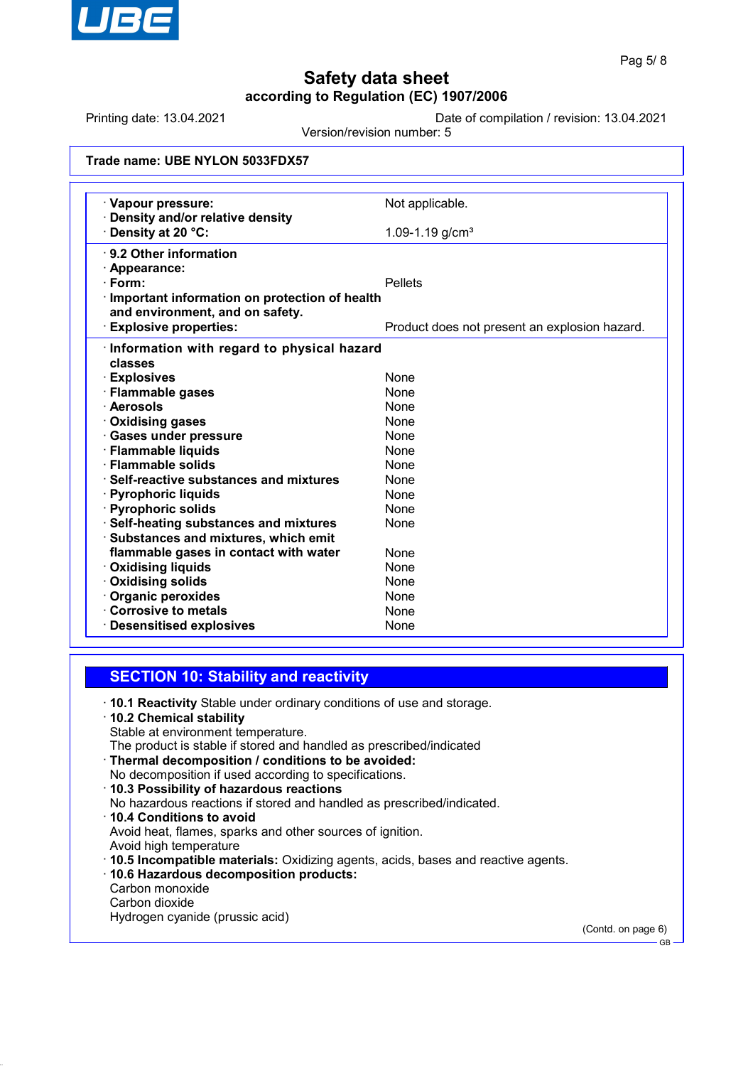Trade name: UBE NYLON 5033FDX57

| | |
|---|---|
| · **Vapour pressure:** | Not applicable. |
| · **Density and/or relative density** | |
| · **Density at 20 °C:** | 1.09-1.19 g/cm³ |
| · **9.2 Other information** | |
| · **Appearance:** | |
| · **Form:** | Pellets |
| · **Important information on protection of health and environment, and on safety.** | |
| · **Explosive properties:** | Product does not present an explosion hazard. |
| · **Information with regard to physical hazard classes** | |
| · **Explosives** | None |
| · **Flammable gases** | None |
| · **Aerosols** | None |
| · **Oxidising gases** | None |
| · **Gases under pressure** | None |
| · **Flammable liquids** | None |
| · **Flammable solids** | None |
| · **Self-reactive substances and mixtures** | None |
| · **Pyrophoric liquids** | None |
| · **Pyrophoric solids** | None |
| · **Self-heating substances and mixtures** | None |
| · **Substances and mixtures, which emit flammable gases in contact with water** | None |
| · **Oxidising liquids** | None |
| · **Oxidising solids** | None |
| · **Organic peroxides** | None |
| · **Corrosive to metals** | None |
| · **Desensitised explosives** | None |

## SECTION 10: Stability and reactivity

· **10.1 Reactivity** Stable under ordinary conditions of use and storage.

· **10.2 Chemical stability**
Stable at environment temperature.
The product is stable if stored and handled as prescribed/indicated

· **Thermal decomposition / conditions to be avoided:**
No decomposition if used according to specifications.

· **10.3 Possibility of hazardous reactions**
No hazardous reactions if stored and handled as prescribed/indicated.

· **10.4 Conditions to avoid**
Avoid heat, flames, sparks and other sources of ignition.
Avoid high temperature

· **10.5 Incompatible materials:** Oxidizing agents, acids, bases and reactive agents.

· **10.6 Hazardous decomposition products:**
Carbon monoxide
Carbon dioxide
Hydrogen cyanide (prussic acid)

(Contd. on page 6)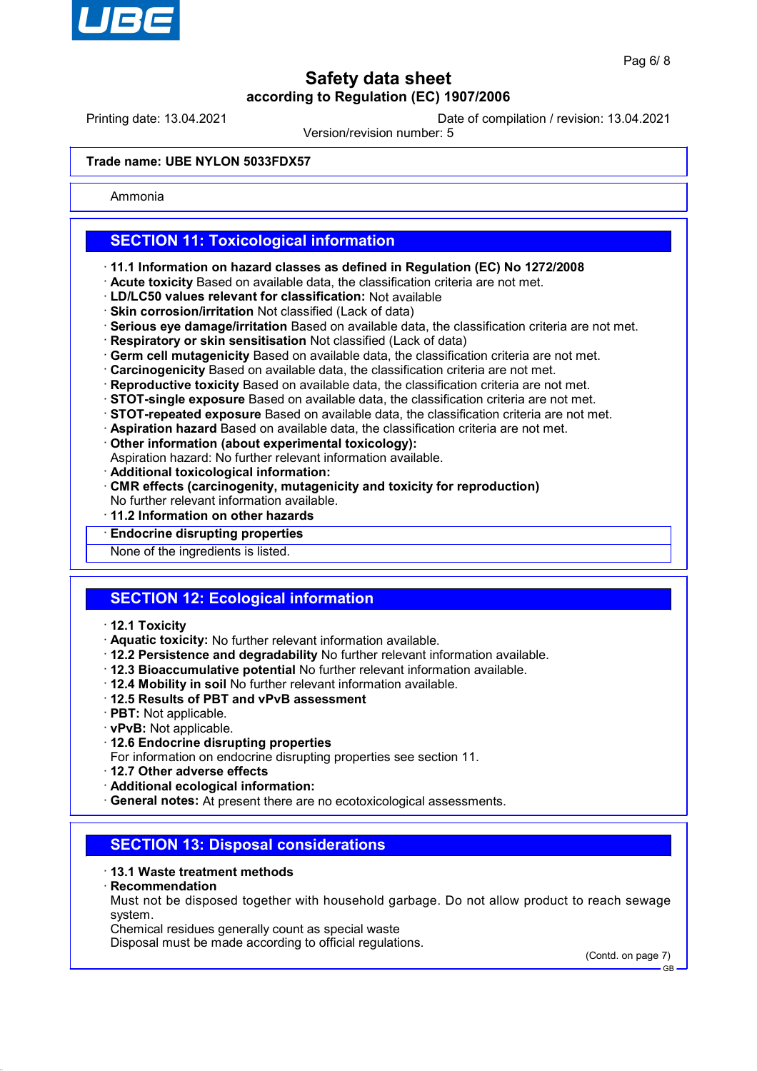Trade name: UBE NYLON 5033FDX57

Ammonia

## SECTION 11: Toxicological information

- **11.1 Information on hazard classes as defined in Regulation (EC) No 1272/2008**
- **Acute toxicity** Based on available data, the classification criteria are not met.
- **LD/LC50 values relevant for classification:** Not available
- **Skin corrosion/irritation** Not classified (Lack of data)
- **Serious eye damage/irritation** Based on available data, the classification criteria are not met.
- **Respiratory or skin sensitisation** Not classified (Lack of data)
- **Germ cell mutagenicity** Based on available data, the classification criteria are not met.
- **Carcinogenicity** Based on available data, the classification criteria are not met.
- **Reproductive toxicity** Based on available data, the classification criteria are not met.
- **STOT-single exposure** Based on available data, the classification criteria are not met.
- **STOT-repeated exposure** Based on available data, the classification criteria are not met.
- **Aspiration hazard** Based on available data, the classification criteria are not met.
- **Other information (about experimental toxicology):**
  Aspiration hazard: No further relevant information available.
- **Additional toxicological information:**
- **CMR effects (carcinogenity, mutagenicity and toxicity for reproduction)**
  No further relevant information available.
- **11.2 Information on other hazards**
- **Endocrine disrupting properties**
  None of the ingredients is listed.

## SECTION 12: Ecological information

- **12.1 Toxicity**
- **Aquatic toxicity:** No further relevant information available.
- **12.2 Persistence and degradability** No further relevant information available.
- **12.3 Bioaccumulative potential** No further relevant information available.
- **12.4 Mobility in soil** No further relevant information available.
- **12.5 Results of PBT and vPvB assessment**
- **PBT:** Not applicable.
- **vPvB:** Not applicable.
- **12.6 Endocrine disrupting properties**
  For information on endocrine disrupting properties see section 11.
- **12.7 Other adverse effects**
- **Additional ecological information:**
- **General notes:** At present there are no ecotoxicological assessments.

## SECTION 13: Disposal considerations

- **13.1 Waste treatment methods**
- **Recommendation**
  Must not be disposed together with household garbage. Do not allow product to reach sewage system.
  Chemical residues generally count as special waste
  Disposal must be made according to official regulations.

(Contd. on page 7)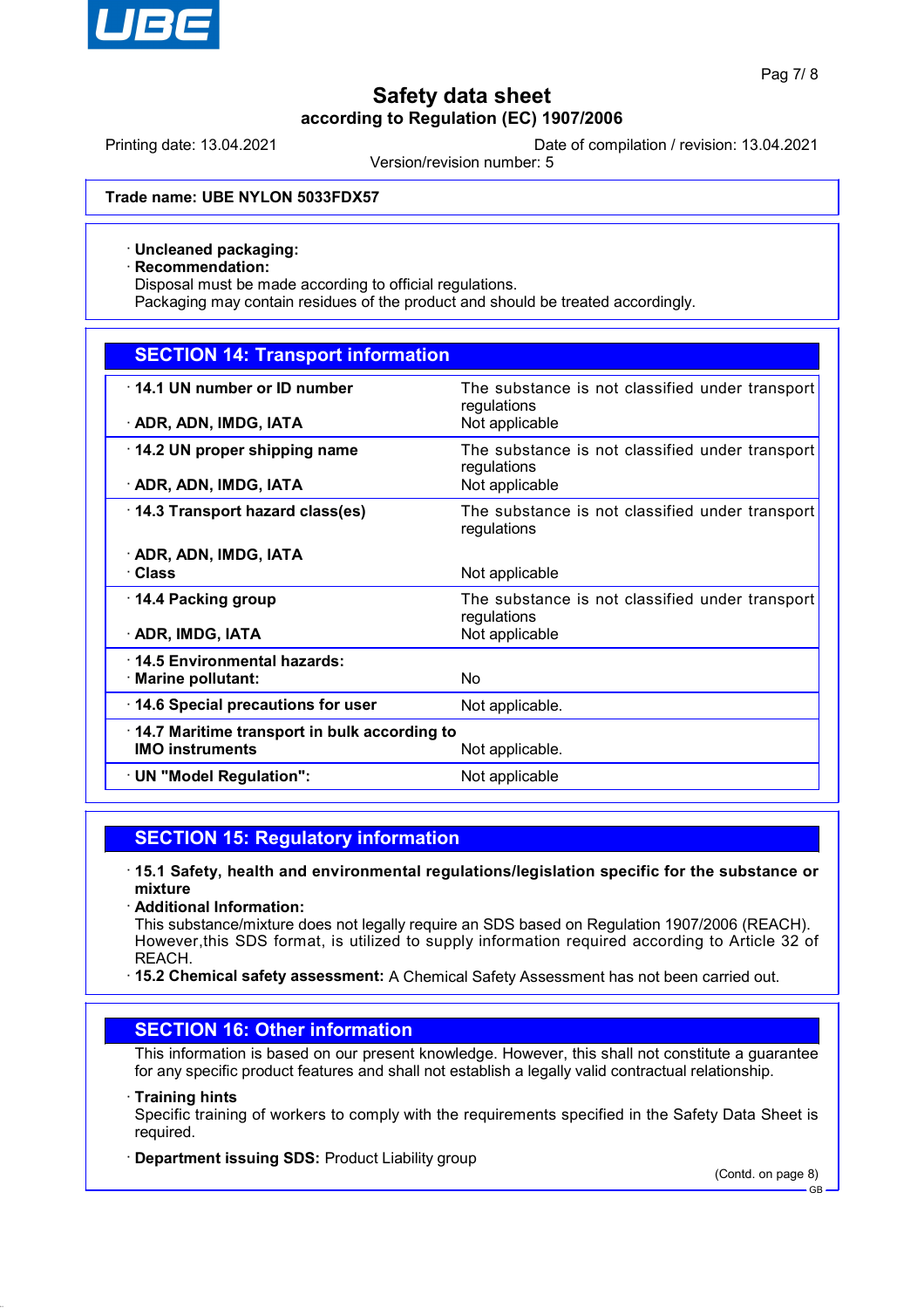**Trade name: UBE NYLON 5033FDX57**

· **Uncleaned packaging:**
· **Recommendation:**
Disposal must be made according to official regulations.
Packaging may contain residues of the product and should be treated accordingly.

## SECTION 14: Transport information

| | |
|---|---|
| · **14.1 UN number or ID number** | The substance is not classified under transport regulations |
| · **ADR, ADN, IMDG, IATA** | Not applicable |
| · **14.2 UN proper shipping name** | The substance is not classified under transport regulations |
| · **ADR, ADN, IMDG, IATA** | Not applicable |
| · **14.3 Transport hazard class(es)** | The substance is not classified under transport regulations |
| · **ADR, ADN, IMDG, IATA** | |
| · **Class** | Not applicable |
| · **14.4 Packing group** | The substance is not classified under transport regulations |
| · **ADR, IMDG, IATA** | Not applicable |
| · **14.5 Environmental hazards:** | |
| · **Marine pollutant:** | No |
| · **14.6 Special precautions for user** | Not applicable. |
| · **14.7 Maritime transport in bulk according to IMO instruments** | Not applicable. |
| · **UN "Model Regulation":** | Not applicable |

## SECTION 15: Regulatory information

· **15.1 Safety, health and environmental regulations/legislation specific for the substance or mixture**
· **Additional Information:**
This substance/mixture does not legally require an SDS based on Regulation 1907/2006 (REACH). However,this SDS format, is utilized to supply information required according to Article 32 of REACH.
· **15.2 Chemical safety assessment:** A Chemical Safety Assessment has not been carried out.

## SECTION 16: Other information

This information is based on our present knowledge. However, this shall not constitute a guarantee for any specific product features and shall not establish a legally valid contractual relationship.

· **Training hints**
Specific training of workers to comply with the requirements specified in the Safety Data Sheet is required.

· **Department issuing SDS:** Product Liability group

(Contd. on page 8)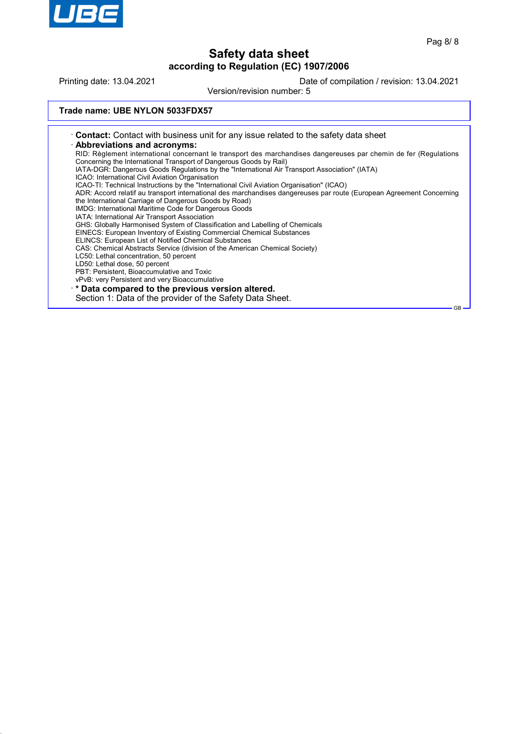**Trade name: UBE NYLON 5033FDX57**

· **Contact:** Contact with business unit for any issue related to the safety data sheet

· **Abbreviations and acronyms:**

RID: Règlement international concernant le transport des marchandises dangereuses par chemin de fer (Regulations Concerning the International Transport of Dangerous Goods by Rail)
IATA-DGR: Dangerous Goods Regulations by the "International Air Transport Association" (IATA)
ICAO: International Civil Aviation Organisation
ICAO-TI: Technical Instructions by the "International Civil Aviation Organisation" (ICAO)
ADR: Accord relatif au transport international des marchandises dangereuses par route (European Agreement Concerning the International Carriage of Dangerous Goods by Road)
IMDG: International Maritime Code for Dangerous Goods
IATA: International Air Transport Association
GHS: Globally Harmonised System of Classification and Labelling of Chemicals
EINECS: European Inventory of Existing Commercial Chemical Substances
ELINCS: European List of Notified Chemical Substances
CAS: Chemical Abstracts Service (division of the American Chemical Society)
LC50: Lethal concentration, 50 percent
LD50: Lethal dose, 50 percent
PBT: Persistent, Bioaccumulative and Toxic
vPvB: very Persistent and very Bioaccumulative

· **\* Data compared to the previous version altered.**

Section 1: Data of the provider of the Safety Data Sheet.